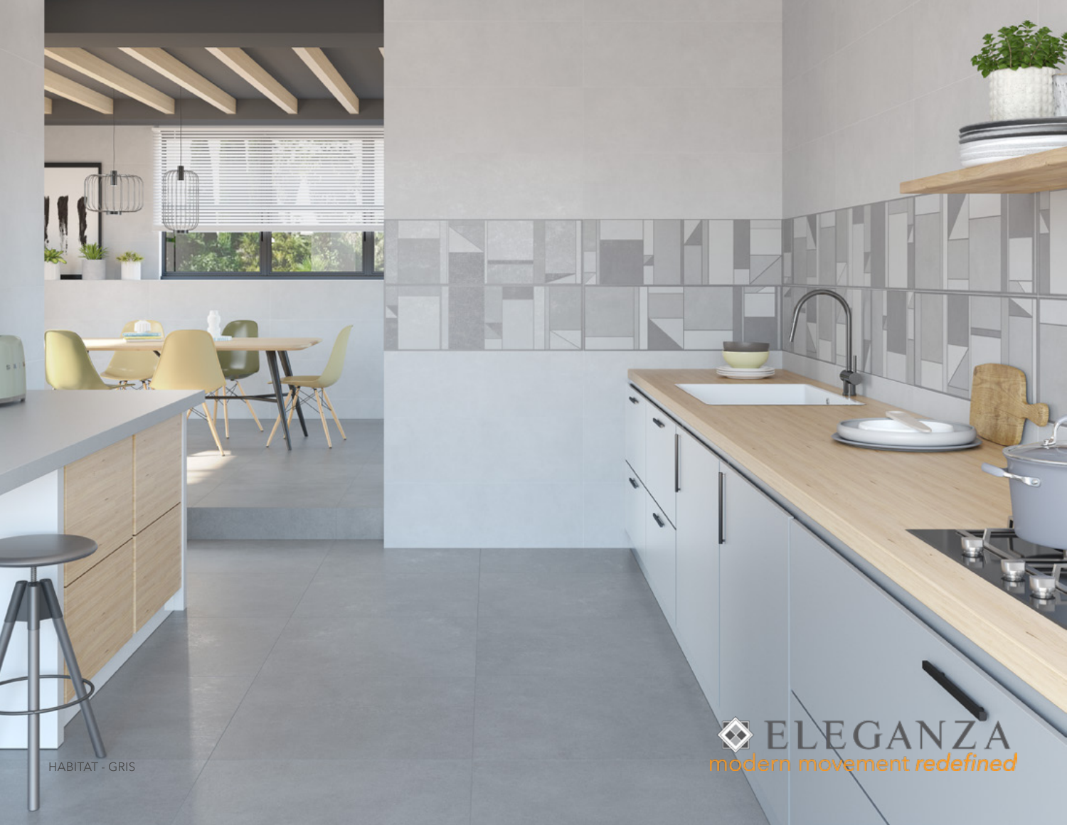HABITAT - GRIS

ELEGANZA

modern movement *redefined*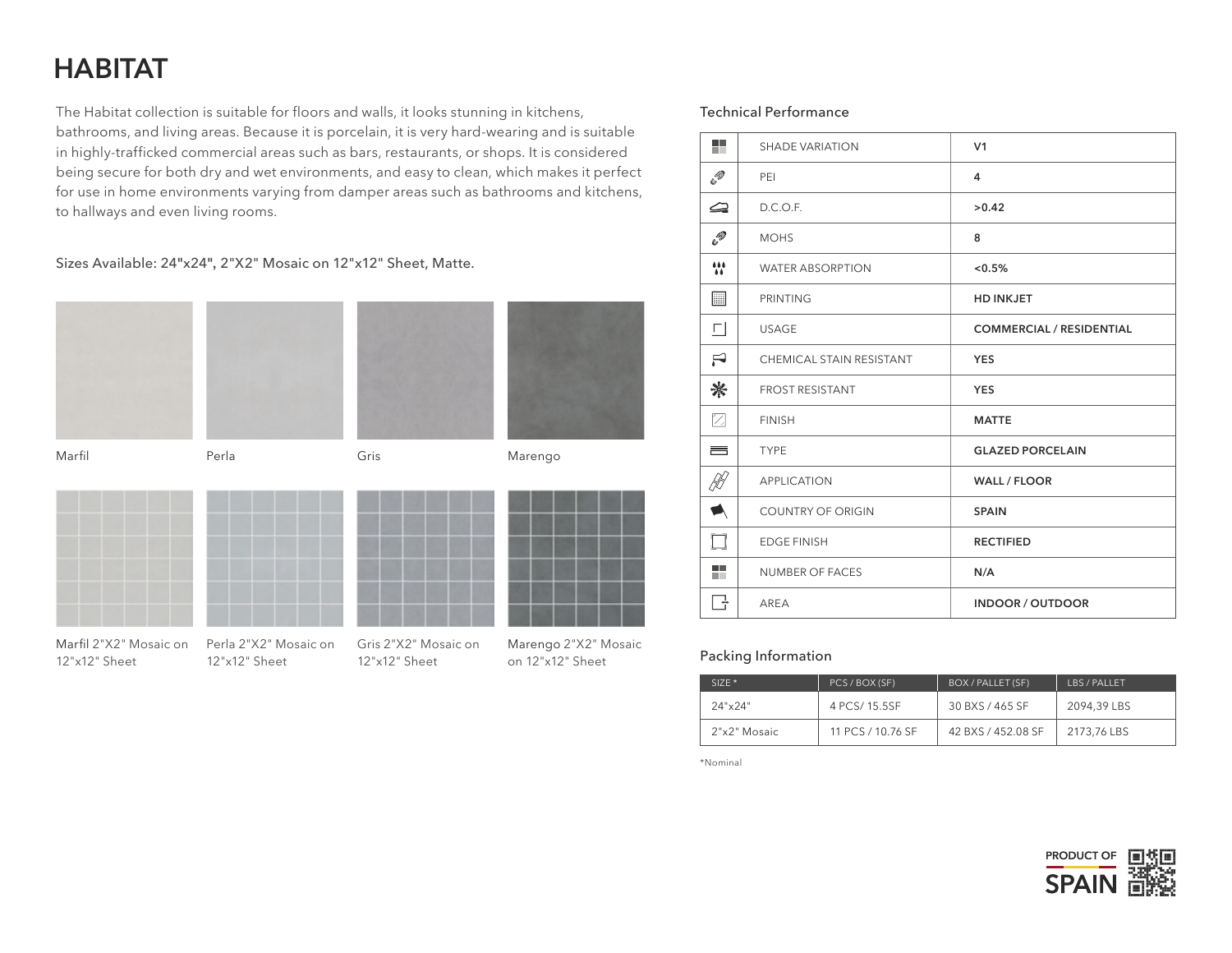# HABITAT

The Habitat collection is suitable for floors and walls, it looks stunning in kitchens, bathrooms, and living areas. Because it is porcelain, it is very hard-wearing and is suitable in highly-trafficked commercial areas such as bars, restaurants, or shops. It is considered being secure for both dry and wet environments, and easy to clean, which makes it perfect for use in home environments varying from damper areas such as bathrooms and kitchens, to hallways and even living rooms.

Sizes Available: 24"x24", 2"X2" Mosaic on 12"x12" Sheet, Matte.

Marfil

Perla

Gris

Marengo

Marfil 2"X2" Mosaic on 12"x12" Sheet

Perla 2"X2" Mosaic on 12"x12" Sheet

Gris 2"X2" Mosaic on 12"x12" Sheet

Marengo 2"X2" Mosaic on 12"x12" Sheet

## Technical Performance

| | |
|---|---|
| SHADE VARIATION | **V1** |
| PEI | **4** |
| D.C.O.F. | **>0.42** |
| MOHS | **8** |
| WATER ABSORPTION | **<0.5%** |
| PRINTING | **HD INKJET** |
| USAGE | **COMMERCIAL / RESIDENTIAL** |
| CHEMICAL STAIN RESISTANT | **YES** |
| FROST RESISTANT | **YES** |
| FINISH | **MATTE** |
| TYPE | **GLAZED PORCELAIN** |
| APPLICATION | **WALL / FLOOR** |
| COUNTRY OF ORIGIN | **SPAIN** |
| EDGE FINISH | **RECTIFIED** |
| NUMBER OF FACES | **N/A** |
| AREA | **INDOOR / OUTDOOR** |

## Packing Information

| SIZE * | PCS / BOX (SF) | BOX / PALLET (SF) | LBS / PALLET |
|---|---|---|---|
| 24"x24" | 4 PCS/ 15.5SF | 30 BXS / 465 SF | 2094,39 LBS |
| 2"x2" Mosaic | 11 PCS / 10.76 SF | 42 BXS / 452.08 SF | 2173,76 LBS |

*Nominal

PRODUCT OF SPAIN